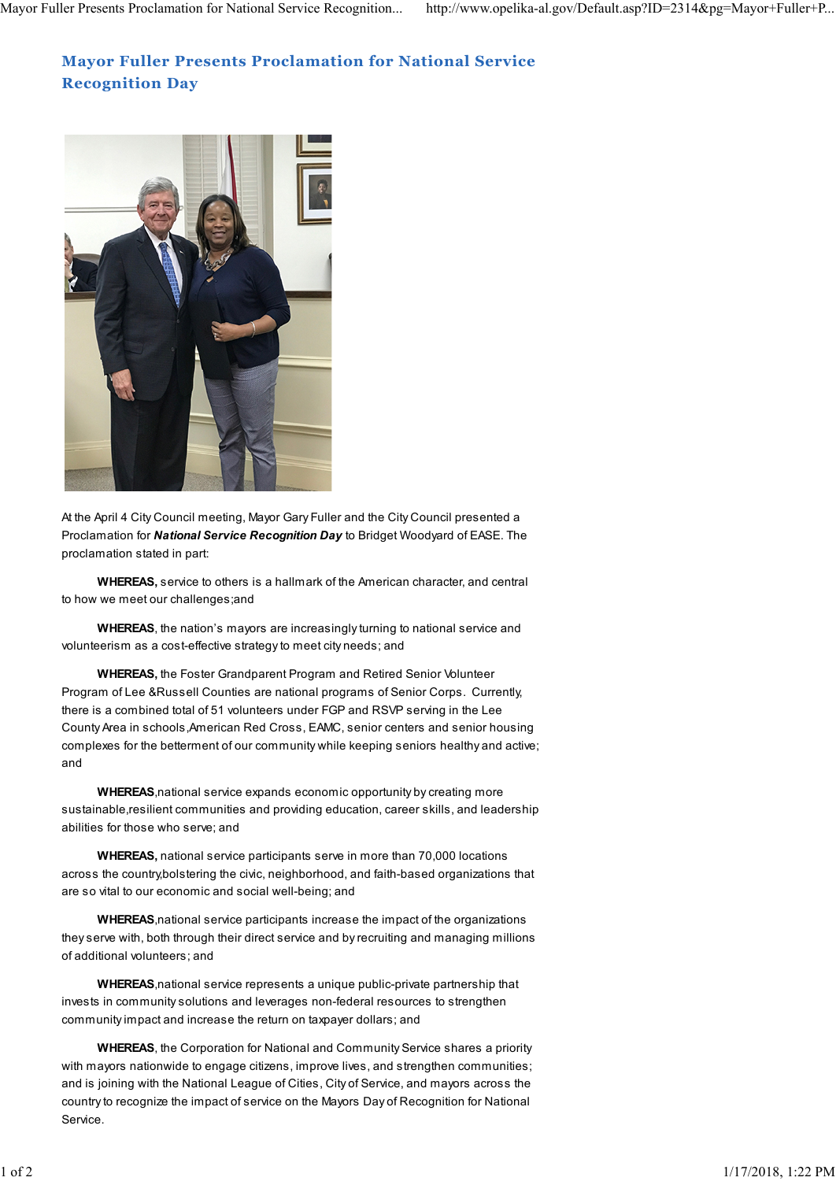# Mayor Fuller Presents Proclamation for National Service Recognition Day

At the April 4 City Council meeting, Mayor Gary Fuller and the City Council presented a Proclamation for ***National Service Recognition Day*** to Bridget Woodyard of EASE. The proclamation stated in part:

**WHEREAS,** service to others is a hallmark of the American character, and central to how we meet our challenges;and

**WHEREAS**, the nation's mayors are increasingly turning to national service and volunteerism as a cost-effective strategy to meet city needs; and

**WHEREAS,** the Foster Grandparent Program and Retired Senior Volunteer Program of Lee &Russell Counties are national programs of Senior Corps. Currently, there is a combined total of 51 volunteers under FGP and RSVP serving in the Lee County Area in schools,American Red Cross, EAMC, senior centers and senior housing complexes for the betterment of our community while keeping seniors healthy and active; and

**WHEREAS**,national service expands economic opportunity by creating more sustainable,resilient communities and providing education, career skills, and leadership abilities for those who serve; and

**WHEREAS,** national service participants serve in more than 70,000 locations across the country,bolstering the civic, neighborhood, and faith-based organizations that are so vital to our economic and social well-being; and

**WHEREAS**,national service participants increase the impact of the organizations they serve with, both through their direct service and by recruiting and managing millions of additional volunteers; and

**WHEREAS**,national service represents a unique public-private partnership that invests in community solutions and leverages non-federal resources to strengthen community impact and increase the return on taxpayer dollars; and

**WHEREAS**, the Corporation for National and Community Service shares a priority with mayors nationwide to engage citizens, improve lives, and strengthen communities; and is joining with the National League of Cities, City of Service, and mayors across the country to recognize the impact of service on the Mayors Day of Recognition for National Service.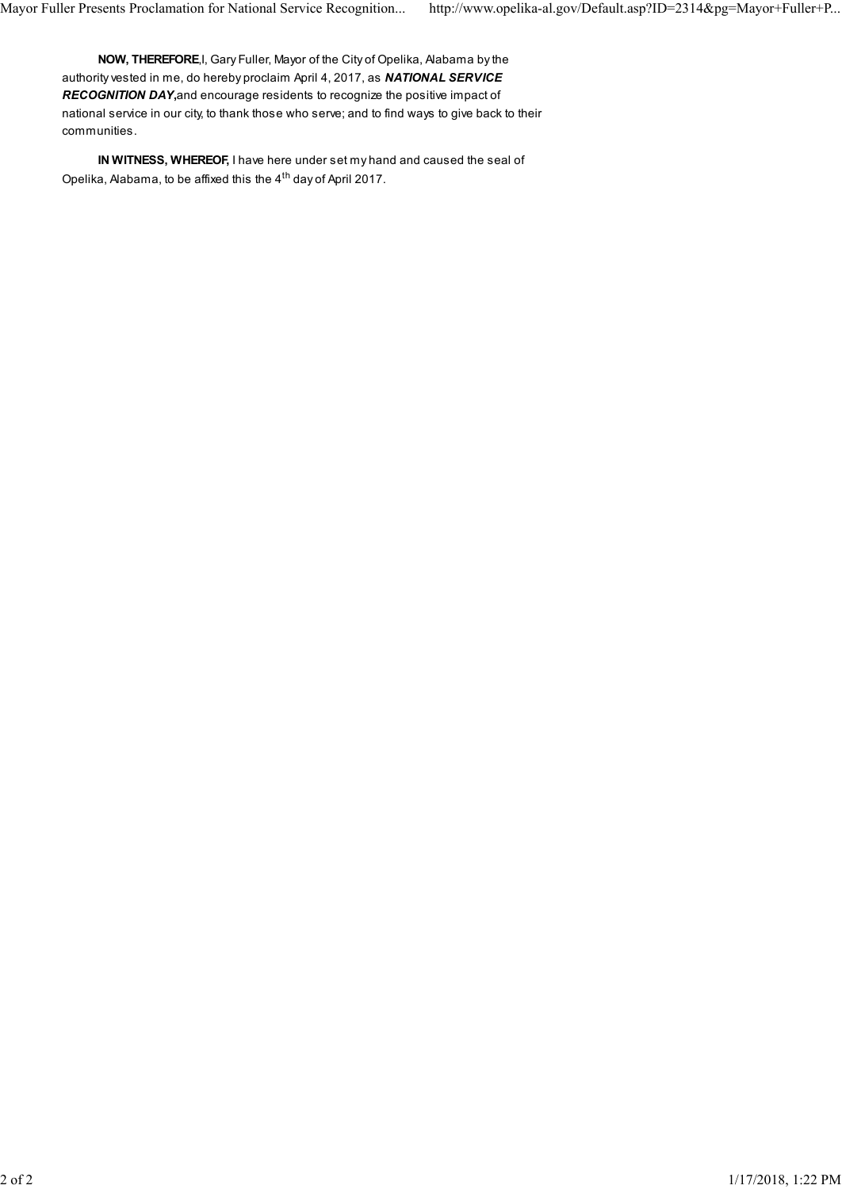**NOW, THEREFORE**,I, Gary Fuller, Mayor of the City of Opelika, Alabama by the authority vested in me, do hereby proclaim April 4, 2017, as ***NATIONAL SERVICE RECOGNITION DAY***,and encourage residents to recognize the positive impact of national service in our city, to thank those who serve; and to find ways to give back to their communities.

**IN WITNESS, WHEREOF,** I have here under set my hand and caused the seal of Opelika, Alabama, to be affixed this the 4th day of April 2017.